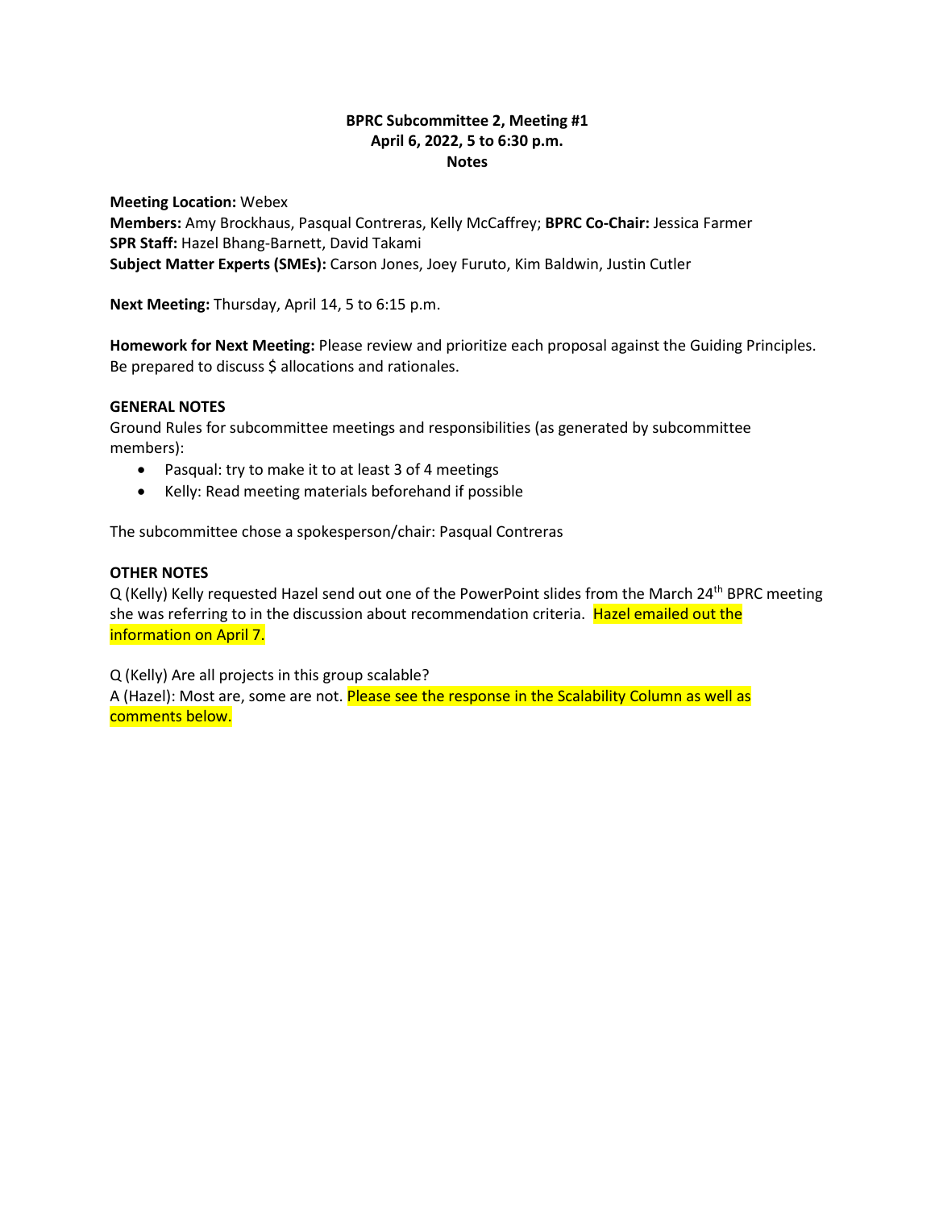**BPRC Subcommittee 2, Meeting #1**
**April 6, 2022, 5 to 6:30 p.m.**
**Notes**

**Meeting Location:** Webex
**Members:** Amy Brockhaus, Pasqual Contreras, Kelly McCaffrey; **BPRC Co-Chair:** Jessica Farmer
**SPR Staff:** Hazel Bhang-Barnett, David Takami
**Subject Matter Experts (SMEs):** Carson Jones, Joey Furuto, Kim Baldwin, Justin Cutler

**Next Meeting:** Thursday, April 14, 5 to 6:15 p.m.

**Homework for Next Meeting:** Please review and prioritize each proposal against the Guiding Principles. Be prepared to discuss $ allocations and rationales.

**GENERAL NOTES**

Ground Rules for subcommittee meetings and responsibilities (as generated by subcommittee members):

- Pasqual: try to make it to at least 3 of 4 meetings
- Kelly: Read meeting materials beforehand if possible

The subcommittee chose a spokesperson/chair: Pasqual Contreras

**OTHER NOTES**

Q (Kelly) Kelly requested Hazel send out one of the PowerPoint slides from the March 24th BPRC meeting she was referring to in the discussion about recommendation criteria. Hazel emailed out the information on April 7.

Q (Kelly) Are all projects in this group scalable?
A (Hazel): Most are, some are not. Please see the response in the Scalability Column as well as comments below.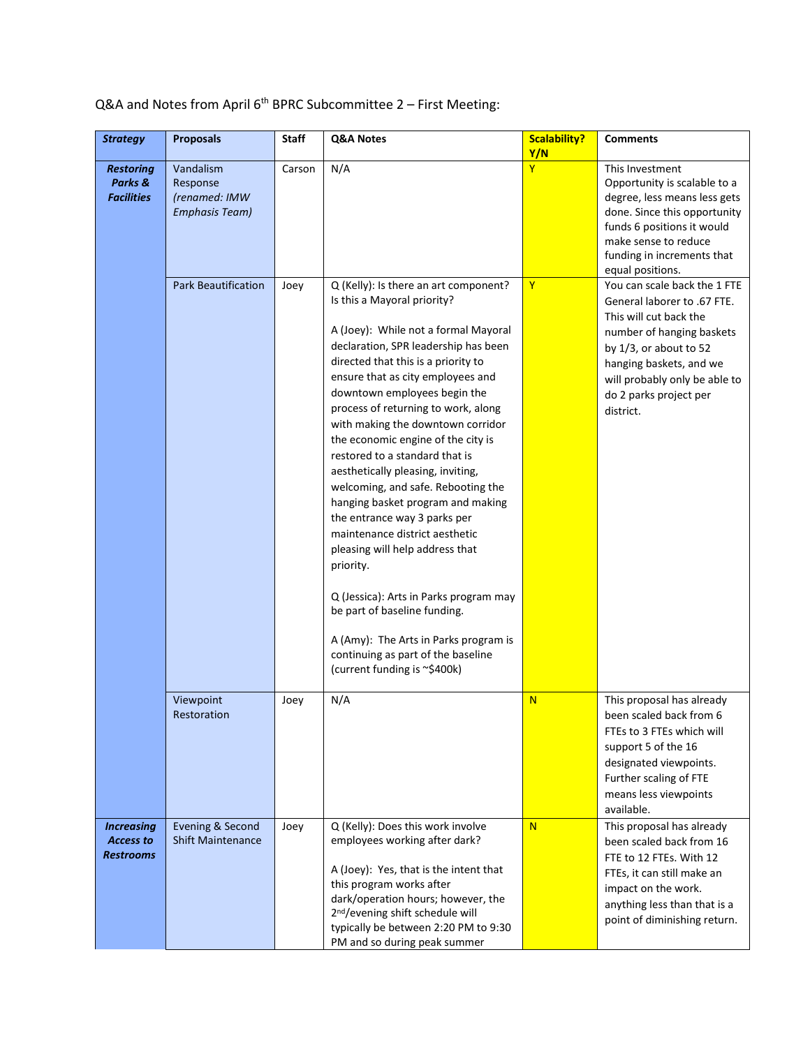Q&A and Notes from April 6th BPRC Subcommittee 2 – First Meeting:

| ***Strategy*** | **Proposals** | **Staff** | **Q&A Notes** | **Scalability? Y/N** | **Comments** |
|---|---|---|---|---|---|
| ***Restoring Parks & Facilities*** | Vandalism Response *(renamed: IMW Emphasis Team)* | Carson | N/A | Y | This Investment Opportunity is scalable to a degree, less means less gets done. Since this opportunity funds 6 positions it would make sense to reduce funding in increments that equal positions. |
| | Park Beautification | Joey | Q (Kelly): Is there an art component? Is this a Mayoral priority?<br><br>A (Joey): While not a formal Mayoral declaration, SPR leadership has been directed that this is a priority to ensure that as city employees and downtown employees begin the process of returning to work, along with making the downtown corridor the economic engine of the city is restored to a standard that is aesthetically pleasing, inviting, welcoming, and safe. Rebooting the hanging basket program and making the entrance way 3 parks per maintenance district aesthetic pleasing will help address that priority.<br><br>Q (Jessica): Arts in Parks program may be part of baseline funding.<br><br>A (Amy): The Arts in Parks program is continuing as part of the baseline (current funding is ~$400k) | Y | You can scale back the 1 FTE General laborer to .67 FTE. This will cut back the number of hanging baskets by 1/3, or about to 52 hanging baskets, and we will probably only be able to do 2 parks project per district. |
| | Viewpoint Restoration | Joey | N/A | N | This proposal has already been scaled back from 6 FTEs to 3 FTEs which will support 5 of the 16 designated viewpoints. Further scaling of FTE means less viewpoints available. |
| ***Increasing Access to Restrooms*** | Evening & Second Shift Maintenance | Joey | Q (Kelly): Does this work involve employees working after dark?<br><br>A (Joey): Yes, that is the intent that this program works after dark/operation hours; however, the 2nd/evening shift schedule will typically be between 2:20 PM to 9:30 PM and so during peak summer | N | This proposal has already been scaled back from 16 FTE to 12 FTEs. With 12 FTEs, it can still make an impact on the work. anything less than that is a point of diminishing return. |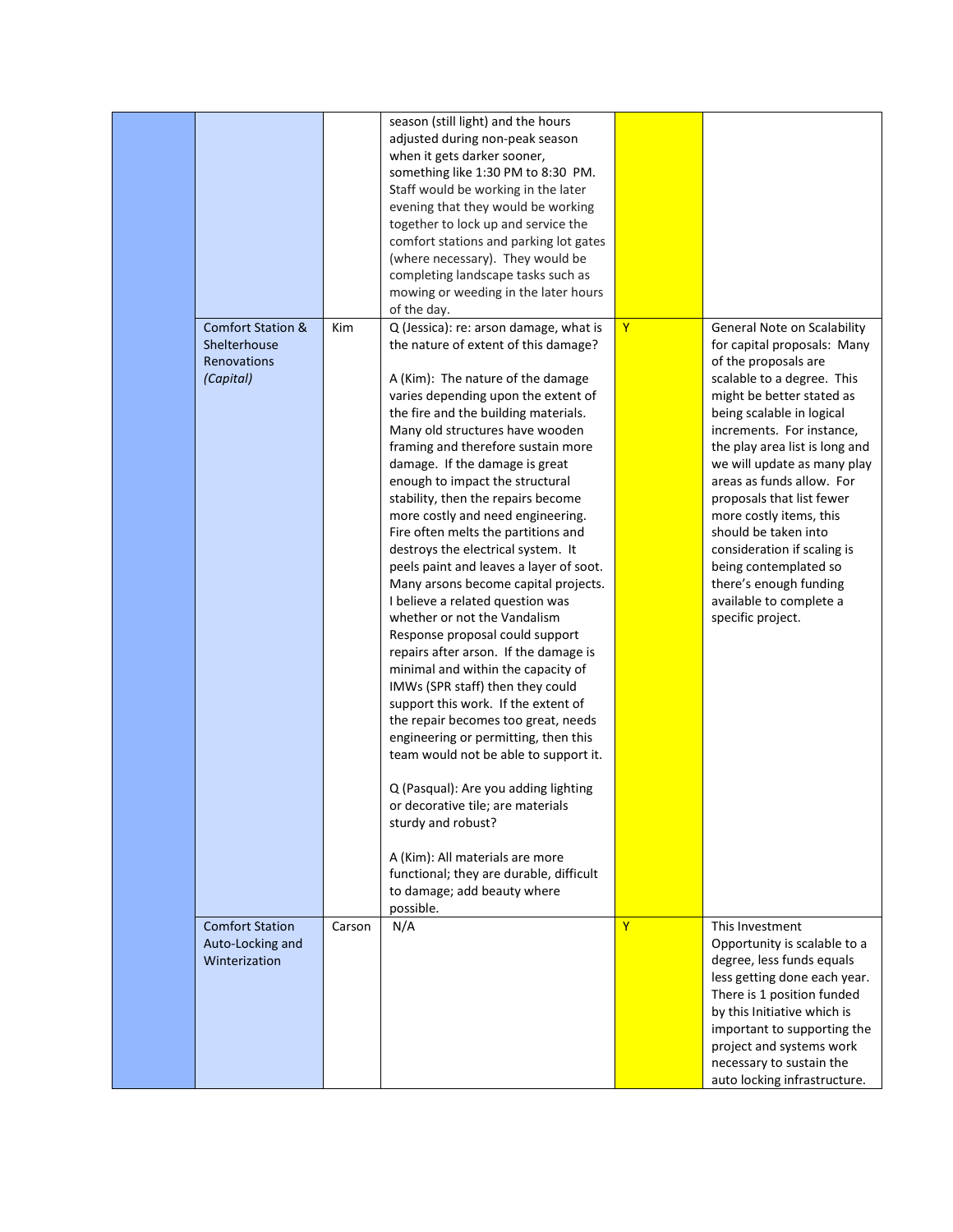| | | | | | |
|---|---|---|---|---|---|
| | | | season (still light) and the hours adjusted during non-peak season when it gets darker sooner, something like 1:30 PM to 8:30 PM. Staff would be working in the later evening that they would be working together to lock up and service the comfort stations and parking lot gates (where necessary). They would be completing landscape tasks such as mowing or weeding in the later hours of the day. | | |
| | Comfort Station & Shelterhouse Renovations *(Capital)* | Kim | Q (Jessica): re: arson damage, what is the nature of extent of this damage?<br><br>A (Kim): The nature of the damage varies depending upon the extent of the fire and the building materials. Many old structures have wooden framing and therefore sustain more damage. If the damage is great enough to impact the structural stability, then the repairs become more costly and need engineering. Fire often melts the partitions and destroys the electrical system. It peels paint and leaves a layer of soot. Many arsons become capital projects. I believe a related question was whether or not the Vandalism Response proposal could support repairs after arson. If the damage is minimal and within the capacity of IMWs (SPR staff) then they could support this work. If the extent of the repair becomes too great, needs engineering or permitting, then this team would not be able to support it.<br><br>Q (Pasqual): Are you adding lighting or decorative tile; are materials sturdy and robust?<br><br>A (Kim): All materials are more functional; they are durable, difficult to damage; add beauty where possible. | Y | General Note on Scalability for capital proposals: Many of the proposals are scalable to a degree. This might be better stated as being scalable in logical increments. For instance, the play area list is long and we will update as many play areas as funds allow. For proposals that list fewer more costly items, this should be taken into consideration if scaling is being contemplated so there's enough funding available to complete a specific project. |
| | Comfort Station Auto-Locking and Winterization | Carson | N/A | Y | This Investment Opportunity is scalable to a degree, less funds equals less getting done each year. There is 1 position funded by this Initiative which is important to supporting the project and systems work necessary to sustain the auto locking infrastructure. |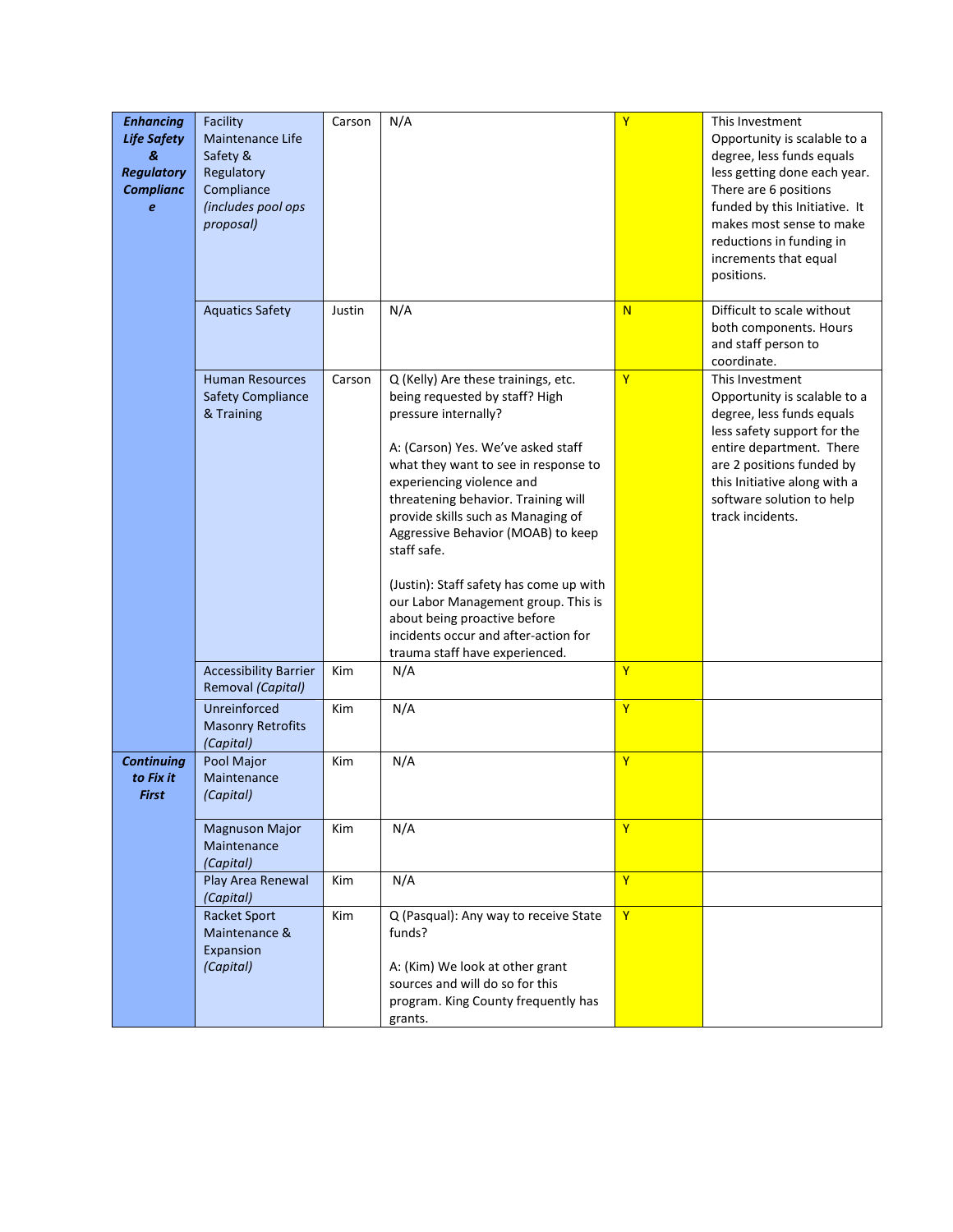| | | | | | |
|---|---|---|---|---|---|
| ***Enhancing Life Safety & Regulatory Compliance*** | Facility Maintenance Life Safety & Regulatory Compliance *(includes pool ops proposal)* | Carson | N/A | Y | This Investment Opportunity is scalable to a degree, less funds equals less getting done each year. There are 6 positions funded by this Initiative. It makes most sense to make reductions in funding in increments that equal positions. |
| | Aquatics Safety | Justin | N/A | N | Difficult to scale without both components. Hours and staff person to coordinate. |
| | Human Resources Safety Compliance & Training | Carson | Q (Kelly) Are these trainings, etc. being requested by staff? High pressure internally?<br><br>A: (Carson) Yes. We've asked staff what they want to see in response to experiencing violence and threatening behavior. Training will provide skills such as Managing of Aggressive Behavior (MOAB) to keep staff safe.<br><br>(Justin): Staff safety has come up with our Labor Management group. This is about being proactive before incidents occur and after-action for trauma staff have experienced. | Y | This Investment Opportunity is scalable to a degree, less funds equals less safety support for the entire department. There are 2 positions funded by this Initiative along with a software solution to help track incidents. |
| | Accessibility Barrier Removal *(Capital)* | Kim | N/A | Y | |
| | Unreinforced Masonry Retrofits *(Capital)* | Kim | N/A | Y | |
| ***Continuing to Fix it First*** | Pool Major Maintenance *(Capital)* | Kim | N/A | Y | |
| | Magnuson Major Maintenance *(Capital)* | Kim | N/A | Y | |
| | Play Area Renewal *(Capital)* | Kim | N/A | Y | |
| | Racket Sport Maintenance & Expansion *(Capital)* | Kim | Q (Pasqual): Any way to receive State funds?<br><br>A: (Kim) We look at other grant sources and will do so for this program. King County frequently has grants. | Y | |